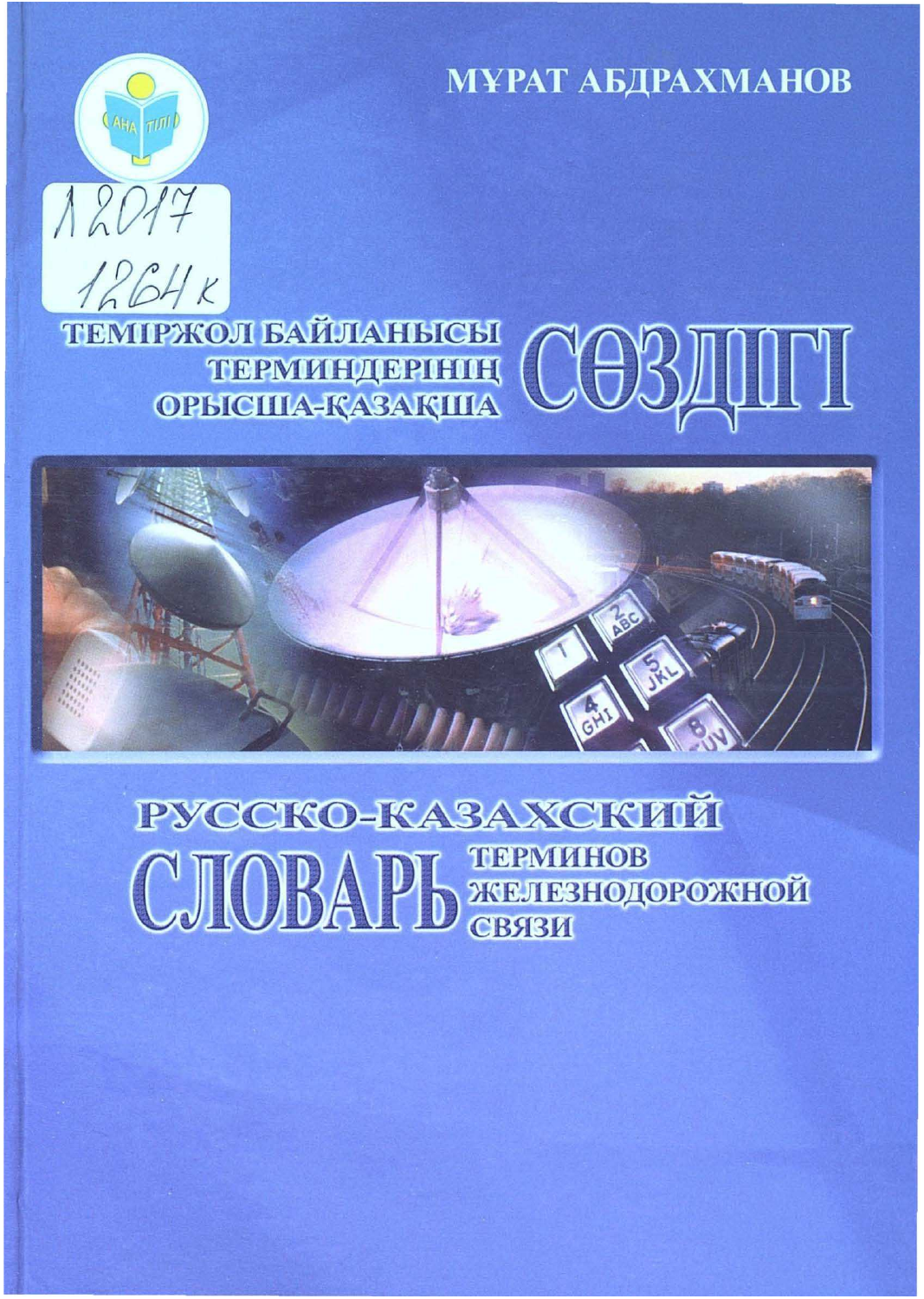МҰРАТ АБДРАХМАНОВ

АНА ТІЛІ

12017
1264к

# ТЕМІРЖОЛ БАЙЛАНЫСЫ ТЕРМИНДЕРІНІҢ ОРЫСША-ҚАЗАҚША СӨЗДІГІ

# РУССКО-КАЗАХСКИЙ СЛОВАРЬ ТЕРМИНОВ ЖЕЛЕЗНОДОРОЖНОЙ СВЯЗИ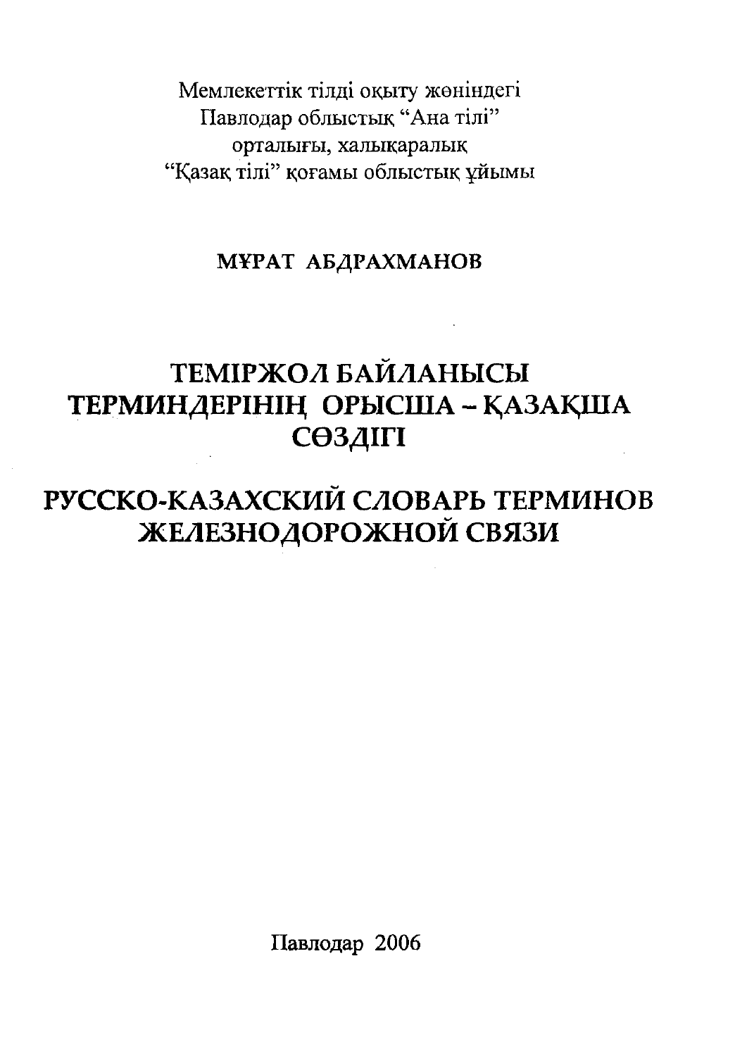Мемлекеттік тілді оқыту жөніндегі
Павлодар облыстық "Ана тілі"
орталығы, халықаралық
"Қазақ тілі" қоғамы облыстық ұйымы

**МҰРАТ АБДРАХМАНОВ**

# ТЕМІРЖОЛ БАЙЛАНЫСЫ ТЕРМИНДЕРІНІҢ ОРЫСША – ҚАЗАҚША СӨЗДІГІ

# РУССКО-КАЗАХСКИЙ СЛОВАРЬ ТЕРМИНОВ ЖЕЛЕЗНОДОРОЖНОЙ СВЯЗИ

Павлодар 2006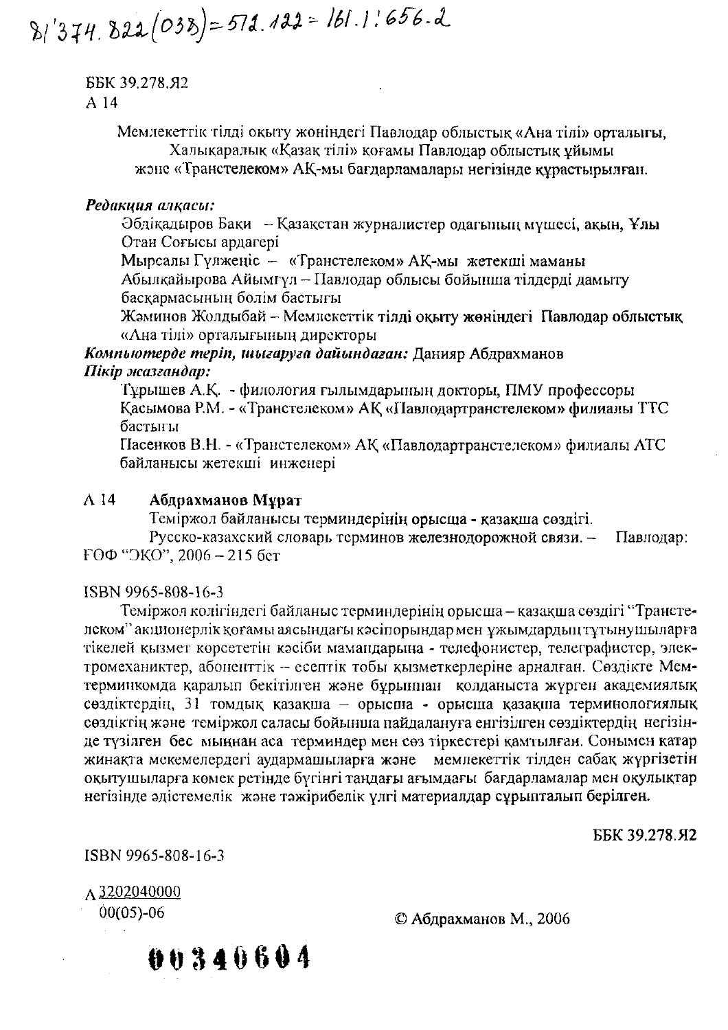81'374.822(038)=512.122=161.1'656.2

ББК 39.278.Я2
А 14

Мемлекеттік тілді оқыту жөніндегі Павлодар облыстық «Ана тілі» орталығы, Халықаралық «Қазақ тілі» қоғамы Павлодар облыстық ұйымы және «Транстелеком» АҚ-мы бағдарламалары негізінде құрастырылған.

***Редакция алқасы:***

Әбдіқадыров Баки – Қазақстан журналистер одағының мүшесі, ақын, Ұлы Отан Соғысы ардагері

Мырсалы Гүлженіс – «Транстелеком» АҚ-мы жетекші маманы

Абылқайырова Айымгүл – Павлодар облысы бойынша тілдерді дамыту басқармасының бөлім бастығы

Жәминов Жолдыбай – Мемлекеттік тілді оқыту жөніндегі Павлодар облыстық «Ана тілі» орталығының директоры

***Компьютерде теріп, шығаруға дайындаған:*** Данияр Абдрахманов

***Пікір жазғандар:***

Тұрышев А.Қ. - филология ғылымдарының докторы, ПМУ профессоры

Қасымова Р.М. - «Транстелеком» АҚ «Павлодартранстелеком» филиалы ТТС бастығы

Пасенков В.Н. - «Транстелеком» АҚ «Павлодартранстелеком» филиалы АТС байланысы жетекші инженері

А 14 **Абдрахманов Мұрат**

Теміржол байланысы терминдерінің орысша - қазақша сөздігі.

Русско-казахский словарь терминов железнодорожной связи. – Павлодар: ГОФ "ЭКО", 2006 – 215 бет

ISBN 9965-808-16-3

Теміржол колігіндегі байланыс терминдерінің орысша – қазақша сөздігі "Транстелеком" акционерлік қоғамы аясындағы кәсіпорындар мен ұжымдардың тұтынушыларға тікелей қызмет көрсететін кәсіби мамандарына - телефонистер, телеграфистер, электромеханиктер, абоненттік – есептік тобы қызметкерлеріне арналған. Сөздікте Мемтерминкомда қаралып бекітілген және бұрыннан қолданыста жүрген академиялық сөздіктердің, 31 томдық қазақша – орысша - орысша қазақша терминологиялық сөздіктің және теміржол саласы бойынша пайдалануға енгізілген сөздіктердің негізінде түзілген бес мыңнан аса терминдер мен сөз тіркестері қамтылған. Сонымен қатар жинақта мекемелердегі аудармашыларға және мемлекеттік тілден сабақ жүргізетін оқытушыларға көмек ретінде бүгінгі таңдағы ағымдағы бағдарламалар мен оқулықтар негізінде әдістемелік және тәжірибелік үлгі материалдар сұрыпталып берілген.

ББК 39.278.Я2

ISBN 9965-808-16-3

А 3202040000
00(05)-06

© Абдрахманов М., 2006

00340604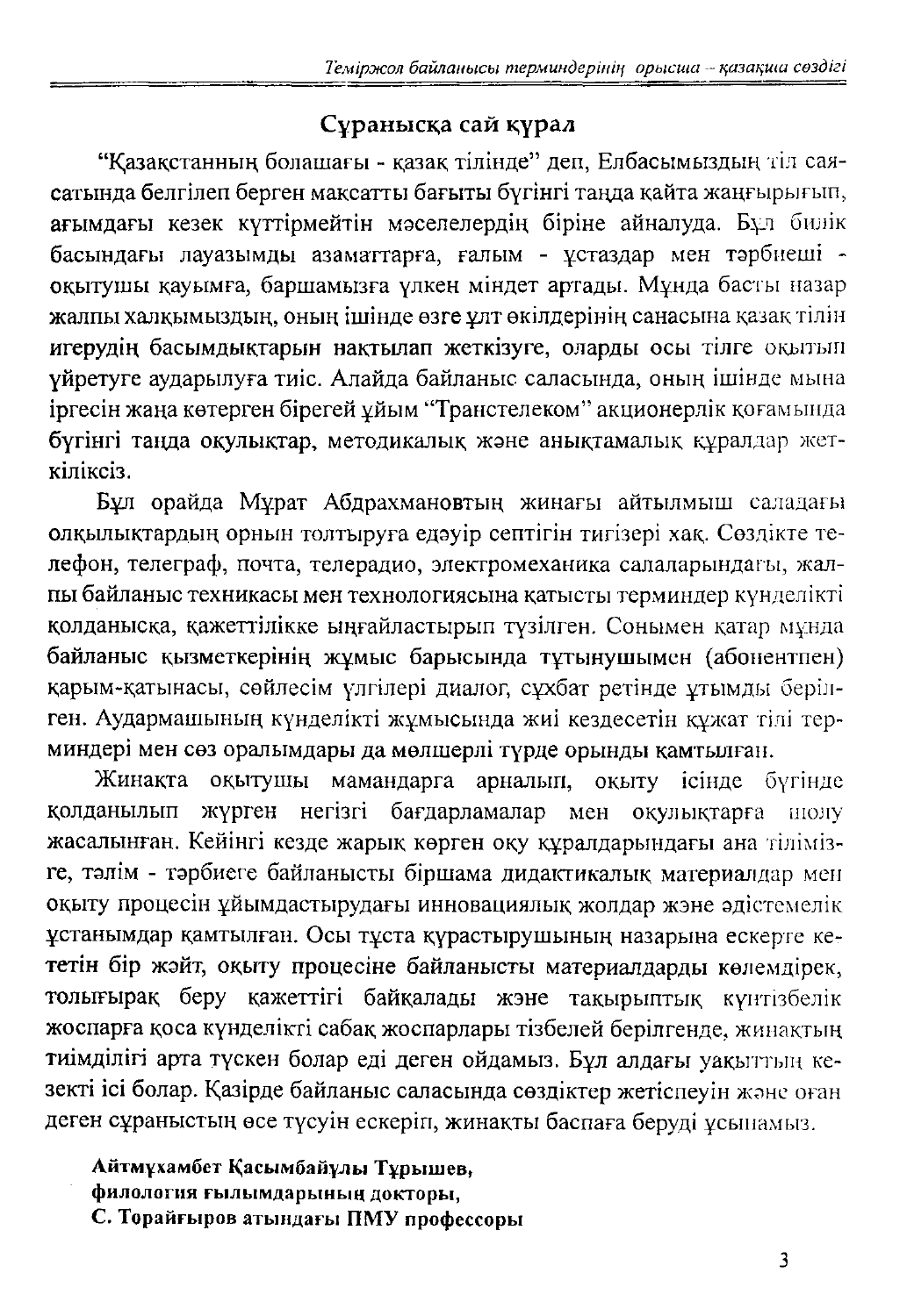## Сұранысқа сай құрал

"Қазақстанның болашағы - қазақ тілінде" деп, Елбасымыздың тіл саясатында белгілеп берген мақсатты бағыты бүгінгі таңда қайта жаңғырығып, ағымдағы кезек күттірмейтін мәселелердің біріне айналуда. Бұл билік басындағы лауазымды азаматтарға, ғалым - ұстаздар мен тәрбиеші - оқытушы қауымға, баршамызға үлкен міндет артады. Мұнда басты назар жалпы халқымыздың, оның ішінде өзге ұлт өкілдерінің санасына қазақ тілін игерудің басымдықтарын нақтылап жеткізуге, оларды осы тілге оқытып үйретуге аударылуға тиіс. Алайда байланыс саласында, оның ішінде мына іргесін жаңа көтерген бірегей ұйым "Транстелеком" акционерлік қоғамында бүгінгі таңда оқулықтар, методикалық және анықтамалық құралдар жеткіліксіз.

Бұл орайда Мұрат Абдрахмановтың жинағы айтылмыш саладағы олқылықтардың орнын толтыруға едәуір септігін тигізері хақ. Сөздікте телефон, телеграф, почта, телерадио, электромеханика салаларындағы, жалпы байланыс техникасы мен технологиясына қатысты терминдер күнделікті қолданысқа, қажеттілікке ыңғайластырып түзілген. Сонымен қатар мұнда байланыс қызметкерінің жұмыс барысында тұтынушымен (абонентпен) қарым-қатынасы, сөйлесім үлгілері диалог, сұхбат ретінде ұтымды берілген. Аудармашының күнделікті жұмысында жиі кездесетін құжат тілі терминдері мен сөз оралымдары да мөлшерлі түрде орынды қамтылған.

Жинақта оқытушы мамандарға арналып, оқыту ісінде бүгінде қолданылып жүрген негізгі бағдарламалар мен оқулықтарға шолу жасалынған. Кейінгі кезде жарық көрген оқу құралдарындағы ана тілімізге, тәлім - тәрбиеге байланысты біршама дидактикалық материалдар мен оқыту процесін ұйымдастырудағы инновациялық жолдар және әдістемелік ұстанымдар қамтылған. Осы тұста құрастырушының назарына ескерте кететін бір жәйт, оқыту процесіне байланысты материалдарды көлемдірек, толығырақ беру қажеттігі байқалады және тақырыптық күнтізбелік жоспарға қоса күнделікті сабақ жоспарлары тізбелей берілгенде, жинақтың тиімділігі арта түскен болар еді деген ойдамыз. Бұл алдағы уақыттың кезекті ісі болар. Қазірде байланыс саласында сөздіктер жетіспеуін және оған деген сұраныстың өсе түсуін ескеріп, жинақты баспаға беруді ұсынамыз.

**Айтмұхамбет Қасымбайұлы Тұрышев,**
**филология ғылымдарының докторы,**
**С. Торайғыров атындағы ПМУ профессоры**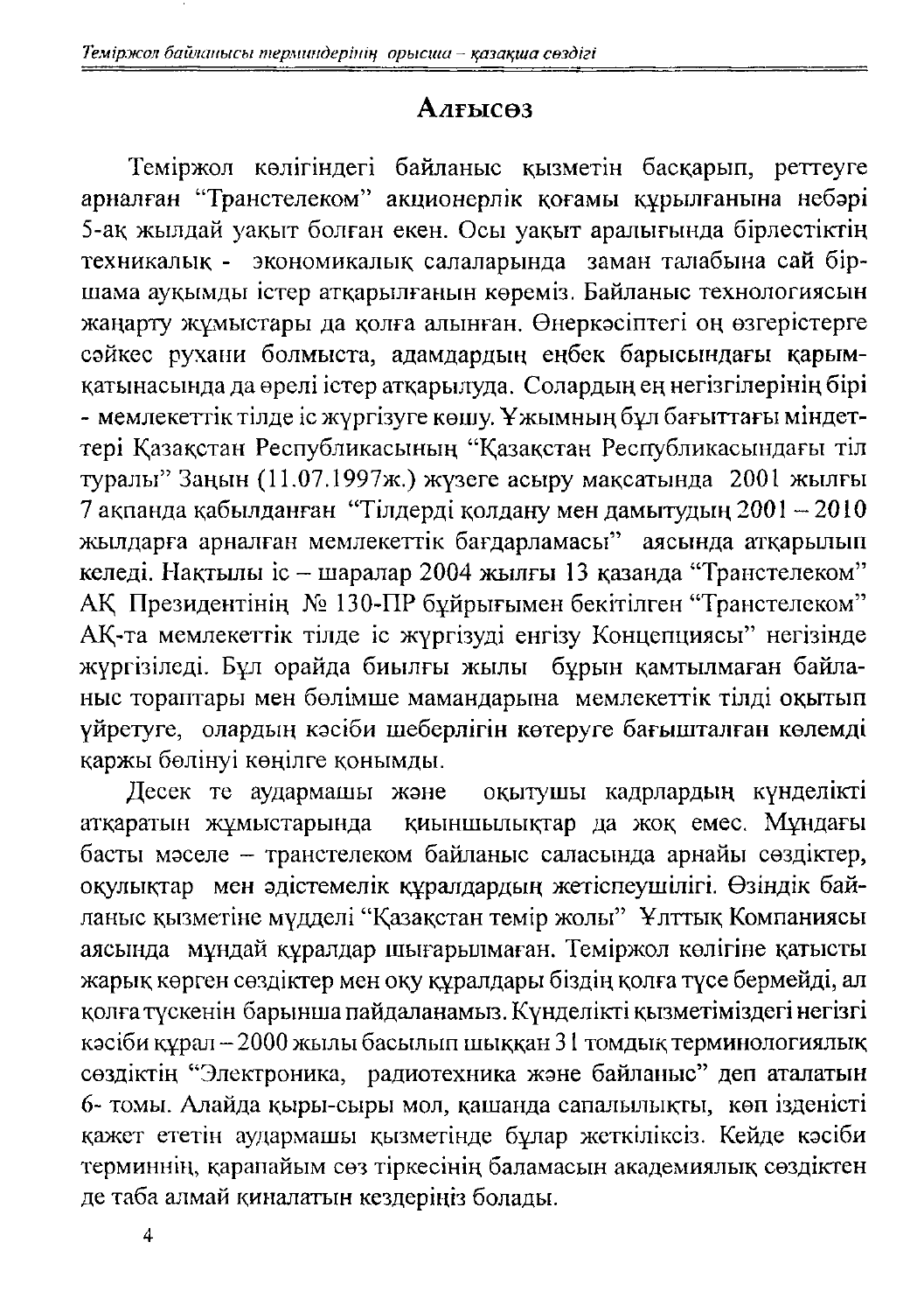# Алғысөз

Теміржол көлігіндегі байланыс қызметін басқарып, реттеуге арналған "Транстелеком" акционерлік қоғамы құрылғанына небәрі 5-ақ жылдай уақыт болған екен. Осы уақыт аралығында бірлестіктің техникалық - экономикалық салаларында заман талабына сай біршама ауқымды істер атқарылғанын көреміз. Байланыс технологиясын жаңарту жұмыстары да қолға алынған. Өнеркәсіптегі оң өзгерістерге сәйкес рухани болмыста, адамдардың еңбек барысындағы қарым-қатынасында да өрелі істер атқарылуда. Солардың ең негізгілерінің бірі - мемлекеттік тілде іс жүргізуге көшу. Ұжымның бұл бағыттағы міндеттері Қазақстан Республикасының "Қазақстан Республикасындағы тіл туралы" Заңын (11.07.1997ж.) жүзеге асыру мақсатында 2001 жылғы 7 ақпанда қабылданған "Тілдерді қолдану мен дамытудың 2001 – 2010 жылдарға арналған мемлекеттік бағдарламасы" аясында атқарылып келеді. Нақтылы іс – шаралар 2004 жылғы 13 қазанда "Транстелеком" АҚ Президентінің № 130-ПР бұйрығымен бекітілген "Транстелеком" АҚ-та мемлекеттік тілде іс жүргізуді енгізу Концепциясы" негізінде жүргізіледі. Бұл орайда биылғы жылы бұрын қамтылмаған байланыс тораптары мен бөлімше мамандарына мемлекеттік тілді оқытып үйретуге, олардың кәсіби шеберлігін көтеруге бағышталған көлемді қаржы бөлінуі көңілге қонымды.

Десек те аудармашы және оқытушы кадрлардың күнделікті атқаратын жұмыстарында қиыншылықтар да жоқ емес. Мұндағы басты мәселе – транстелеком байланыс саласында арнайы сөздіктер, оқулықтар мен әдістемелік құралдардың жетіспеушілігі. Өзіндік байланыс қызметіне мүдделі "Қазақстан темір жолы" Ұлттық Компаниясы аясында мұндай құралдар шығарылмаған. Теміржол көлігіне қатысты жарық көрген сөздіктер мен оқу құралдары біздің қолға түсе бермейді, ал қолға түскенін барынша пайдаланамыз. Күнделікті қызметіміздегі негізгі кәсіби құрал – 2000 жылы басылып шыққан 31 томдық терминологиялық сөздіктің "Электроника, радиотехника және байланыс" деп аталатын 6- томы. Алайда қыры-сыры мол, қашанда сапалылықты, көп ізденісті қажет ететін аудармашы қызметінде бұлар жеткіліксіз. Кейде кәсіби терминнің, қарапайым сөз тіркесінің баламасын академиялық сөздіктен де таба алмай қиналатын кездеріңіз болады.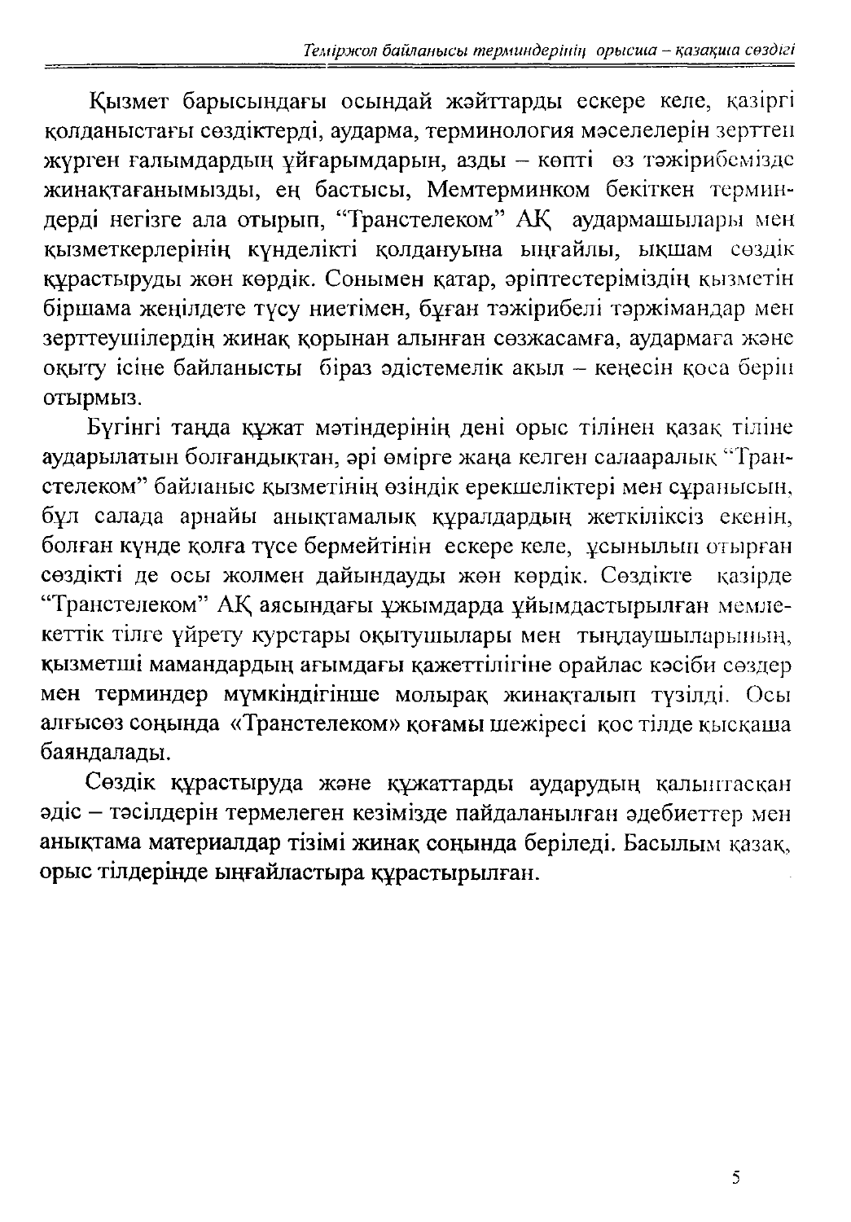Қызмет барысындағы осындай жәйттарды ескере келе, қазіргі қолданыстағы сөздіктерді, аударма, терминология мәселелерін зерттеп жүрген ғалымдардың ұйғарымдарын, азды – көпті өз тәжірибемізде жинақтағанымызды, ең бастысы, Мемтерминком бекіткен терминдерді негізге ала отырып, "Транстелеком" АҚ аудармашылары мен қызметкерлерінің күнделікті қолдануына ыңғайлы, ықшам сөздік құрастыруды жөн көрдік. Сонымен қатар, әріптестеріміздің қызметін біршама жеңілдете түсу ниетімен, бұған тәжірибелі тәржімандар мен зерттеушілердің жинақ қорынан алынған сөзжасамға, аудармаға және оқыту ісіне байланысты біраз әдістемелік ақыл – кеңесін қоса беріп отырмыз.

Бүгінгі таңда құжат мәтіндерінің дені орыс тілінен қазақ тіліне аударылатын болғандықтан, әрі өмірге жаңа келген салааралық "Транстелеком" байланыс қызметінің өзіндік ерекшеліктері мен сұранысын, бұл салада арнайы анықтамалық құралдардың жеткіліксіз екенін, болған күнде қолға түсе бермейтінін ескере келе, ұсынылып отырған сөздікті де осы жолмен дайындауды жөн көрдік. Сөздікте қазірде "Транстелеком" АҚ аясындағы ұжымдарда ұйымдастырылған мемлекеттік тілге үйрету курстары оқытушылары мен тыңдаушыларының, қызметші мамандардың ағымдағы қажеттілігіне орайлас кәсіби сөздер мен терминдер мүмкіндігінше молырақ жинақталып түзілді. Осы алғысөз соңында «Транстелеком» қоғамы шежіресі қос тілде қысқаша баяндалады.

Сөздік құрастыруда және құжаттарды аударудың қалыптасқан әдіс – тәсілдерін термелеген кезімізде пайдаланылған әдебиеттер мен анықтама материалдар тізімі жинақ соңында беріледі. Басылым қазақ, орыс тілдерінде ыңғайластыра құрастырылған.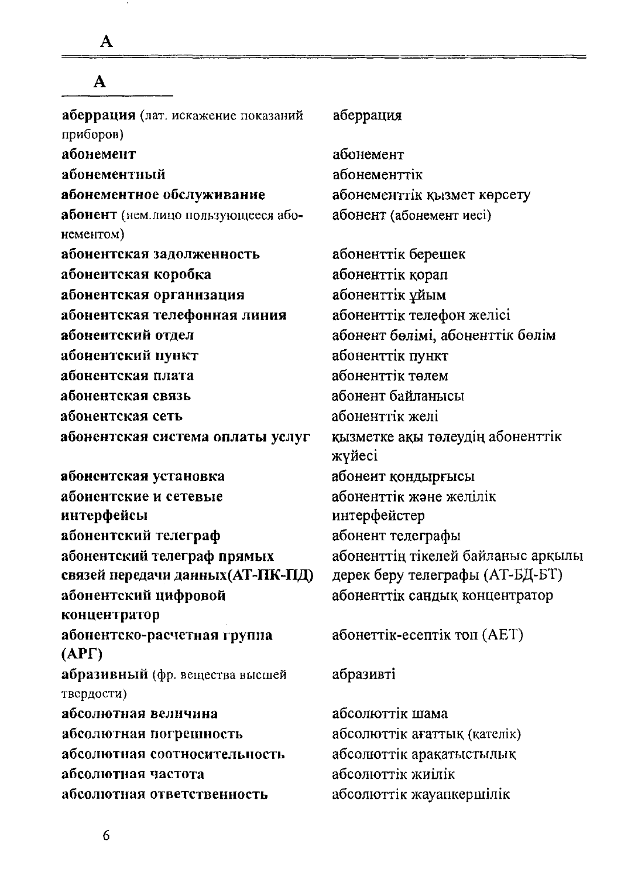## А

| | |
|---|---|
| **аберрация** (лат. искажение показаний приборов) | аберрация |
| **абонемент** | абонемент |
| **абонементный** | абонементтік |
| **абонементное обслуживание** | абонементтік қызмет көрсету |
| **абонент** (нем.лицо пользующееся абонементом) | абонент (абонемент иесі) |
| **абонентская задолженность** | абоненттік берешек |
| **абонентская коробка** | абоненттік қорап |
| **абонентская организация** | абоненттік ұйым |
| **абонентская телефонная линия** | абоненттік телефон желісі |
| **абонентский отдел** | абонент бөлімі, абоненттік бөлім |
| **абонентский пункт** | абоненттік пункт |
| **абонентская плата** | абоненттік төлем |
| **абонентская связь** | абонент байланысы |
| **абонентская сеть** | абоненттік желі |
| **абонентская система оплаты услуг** | қызметке ақы төлеудің абоненттік жүйесі |
| **абонентская установка** | абонент қондырғысы |
| **абонентские и сетевые интерфейсы** | абоненттік және желілік интерфейстер |
| **абонентский телеграф** | абонент телеграфы |
| **абонентский телеграф прямых связей передачи данных(АТ-ПК-ПД)** | абоненттің тікелей байланыс арқылы дерек беру телеграфы (АТ-БД-БТ) |
| **абонентский цифровой концентратор** | абоненттік сандық концентратор |
| **абонентско-расчетная группа (АРГ)** | абонеттік-есептік топ (АЕТ) |
| **абразивный** (фр. вещества высшей твердости) | абразивті |
| **абсолютная величина** | абсолюттік шама |
| **абсолютная погрешность** | абсолюттік ағаттық (қателік) |
| **абсолютная соотносительность** | абсолюттік арақатыстылық |
| **абсолютная частота** | абсолюттік жиілік |
| **абсолютная ответственность** | абсолюттік жауапкершілік |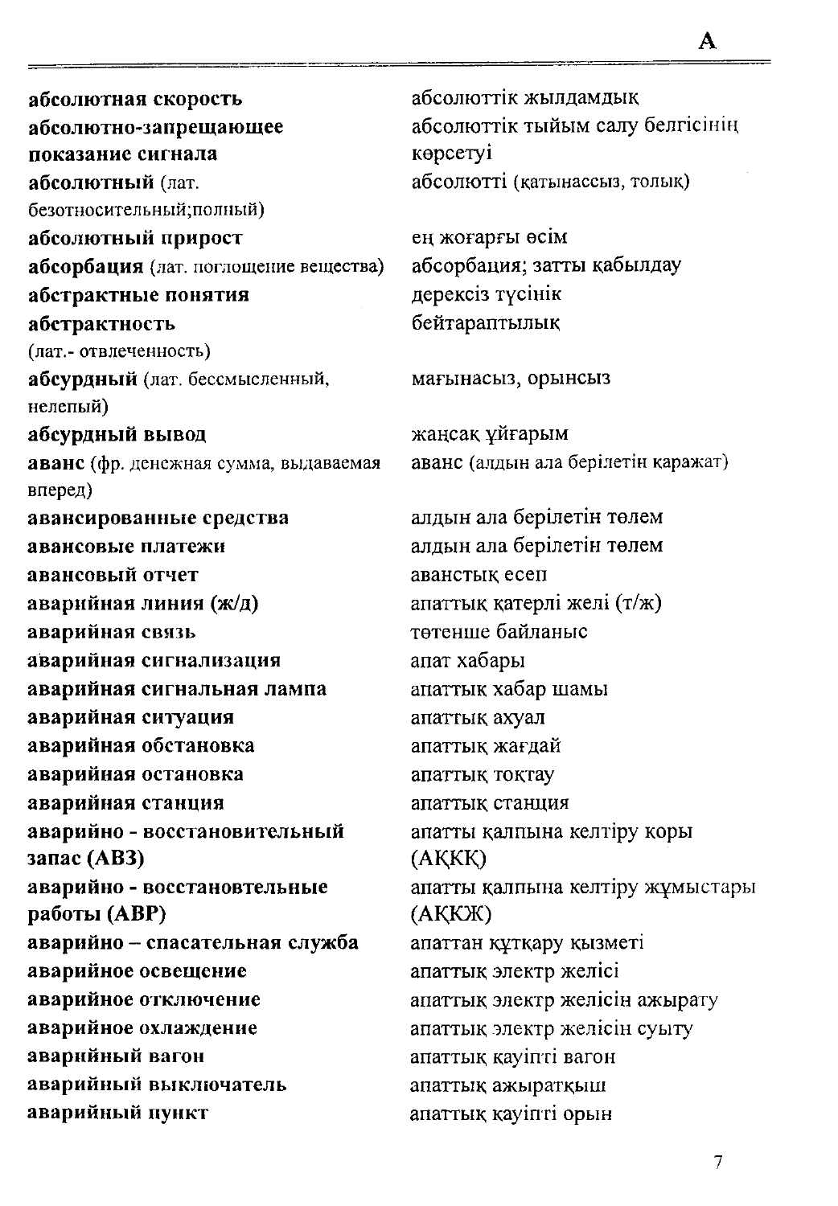| | |
|---|---|
| **абсолютная скорость** | абсолюттік жылдамдық |
| **абсолютно-запрещающее показание сигнала** | абсолюттік тыйым салу белгісінің көрсетуі |
| **абсолютный** (лат. безотносительный;полный) | абсолютті (қатынассыз, толық) |
| **абсолютный прирост** | ең жоғарғы өсім |
| **абсорбация** (лат. поглощение вещества) | абсорбация; затты қабылдау |
| **абстрактные понятия** | дерексіз түсінік |
| **абстрактность** (лат.- отвлеченность) | бейтараптылық |
| **абсурдный** (лат. бессмысленный, нелепый) | мағынасыз, орынсыз |
| **абсурдный вывод** | жаңсақ ұйғарым |
| **аванс** (фр. денежная сумма, выдаваемая вперед) | аванс (алдын ала берілетін қаражат) |
| **авансированные средства** | алдын ала берілетін төлем |
| **авансовые платежи** | алдын ала берілетін төлем |
| **авансовый отчет** | аванстық есеп |
| **аварийная линия (ж/д)** | апаттық қатерлі желі (т/ж) |
| **аварийная связь** | төтенше байланыс |
| **аварийная сигнализация** | апат хабары |
| **аварийная сигнальная лампа** | апаттык хабар шамы |
| **аварийная ситуация** | апаттық ахуал |
| **аварийная обстановка** | апаттық жағдай |
| **аварийная остановка** | апаттық тоқтау |
| **аварийная станция** | апаттық станция |
| **аварийно - восстановительный запас (АВЗ)** | апатты қалпына келтіру коры (АҚКҚ) |
| **аварийно - восстановтельные работы (АВР)** | апатты қалпына келтіру жұмыстары (АҚКЖ) |
| **аварийно – спасательная служба** | апаттан құтқару қызметі |
| **аварийное освещение** | апаттық электр желісі |
| **аварийное отключение** | апаттық электр желісін ажырату |
| **аварийное охлаждение** | апаттық электр желісін суыту |
| **аварийный вагон** | апаттық қауіпті вагон |
| **аварийный выключатель** | апаттық ажыратқыш |
| **аварийный пункт** | апаттық қауіпті орын |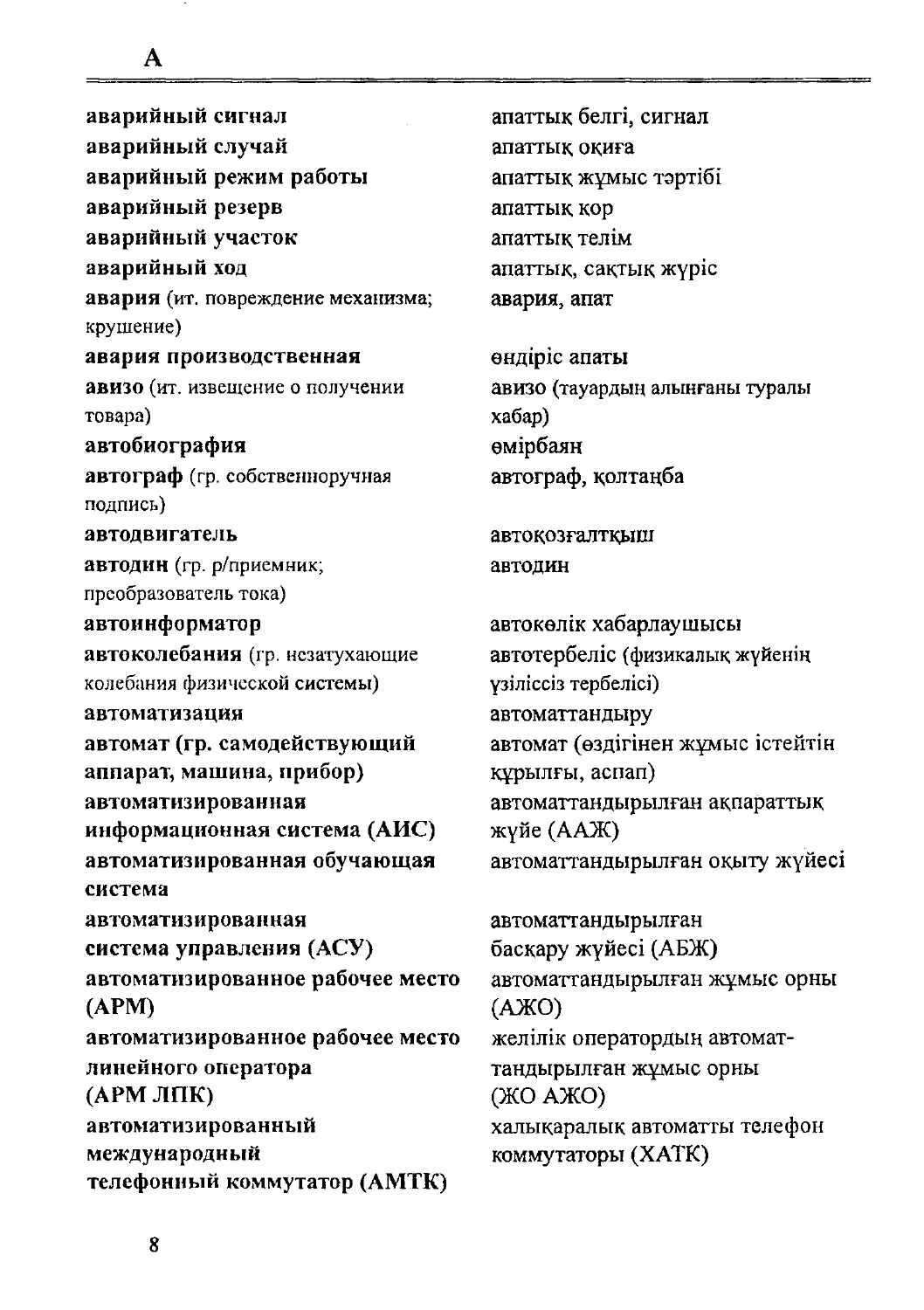| | |
|---|---|
| **аварийный сигнал** | апаттық белгі, сигнал |
| **аварийный случай** | апаттық оқиға |
| **аварийный режим работы** | апаттық жұмыс тәртібі |
| **аварийный резерв** | апаттық қор |
| **аварийный участок** | апаттық телім |
| **аварийный ход** | апаттық, сақтық жүріс |
| **авария** (ит. повреждение механизма; крушение) | **авария, апат** |
| **авария производственная** | өндіріс апаты |
| **авизо** (ит. извещение о получении товара) | **авизо** (тауардың алынғаны туралы хабар) |
| **автобиография** | өмірбаян |
| **автограф** (гр. собственноручная подпись) | **автограф, қолтаңба** |
| **автодвигатель** | автоқозғалтқыш |
| **автодин** (гр. р/приемник; преобразователь тока) | автодин |
| **автоинформатор** | автокөлік хабарлаушысы |
| **автоколебания** (гр. незатухающие колебания физической системы) | автотербеліс (физикалық жүйенің үзіліссіз тербелісі) |
| **автоматизация** | автоматтандыру |
| **автомат (гр. самодействующий аппарат, машина, прибор)** | автомат (өздігінен жұмыс істейтін құрылғы, аспап) |
| **автоматизированная информационная система (АИС)** | автоматтандырылған ақпараттық жүйе (ААЖ) |
| **автоматизированная обучающая система** | автоматтандырылған оқыту жүйесі |
| **автоматизированная система управления (АСУ)** | автоматтандырылған басқару жүйесі (АБЖ) |
| **автоматизированное рабочее место (АРМ)** | автоматтандырылған жұмыс орны (АЖО) |
| **автоматизированное рабочее место линейного оператора (АРМ ЛПК)** | желілік оператордың автоматтандырылған жұмыс орны (ЖО АЖО) |
| **автоматизированный международный телефонный коммутатор (АМТК)** | халықаралық автоматты телефон коммутаторы (ХАТК) |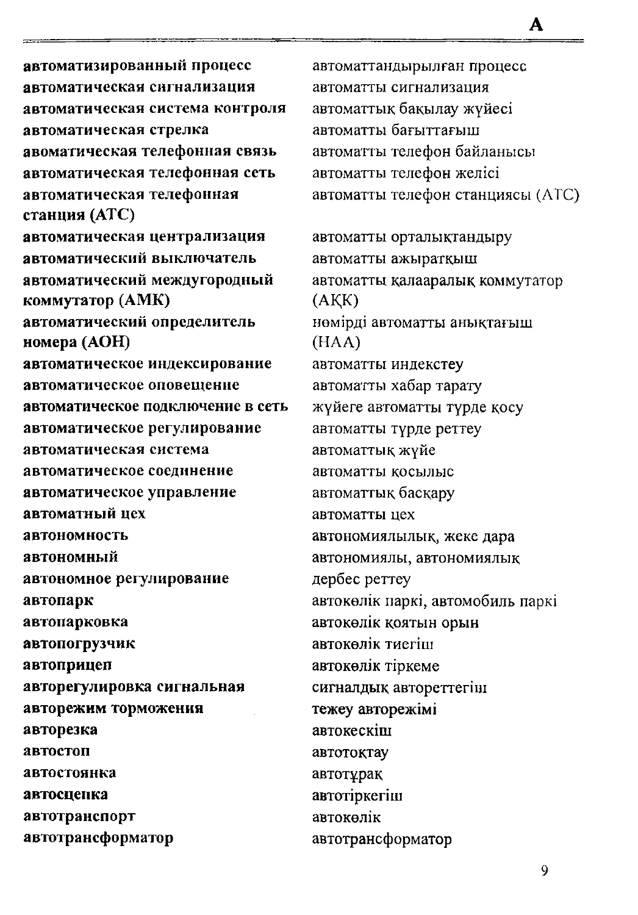| | |
|---|---|
| **автоматизированный процесс** | автоматтандырылған процесс |
| **автоматическая сигнализация** | автоматты сигнализация |
| **автоматическая система контроля** | автоматтық бақылау жүйесі |
| **автоматическая стрелка** | автоматты бағыттағыш |
| **авоматическая телефонная связь** | автоматты телефон байланысы |
| **автоматическая телефонная сеть** | автоматты телефон желісі |
| **автоматическая телефонная станция (АТС)** | автоматты телефон станциясы (АТС) |
| **автоматическая централизация** | автоматты орталықтандыру |
| **автоматический выключатель** | автоматты ажыратқыш |
| **автоматический междугородный коммутатор (АМК)** | автоматты қалааралық коммутатор (АҚК) |
| **автоматический определитель номера (АОН)** | нөмірді автоматты анықтағыш (НАА) |
| **автоматическое индексирование** | автоматты индекстеу |
| **автоматическое оповещение** | автоматты хабар тарату |
| **автоматическое подключение в сеть** | жүйеге автоматты түрде қосу |
| **автоматическое регулирование** | автоматты түрде реттеу |
| **автоматическая система** | автоматтық жүйе |
| **автоматическое соединение** | автоматты қосылыс |
| **автоматическое управление** | автоматтық басқару |
| **автоматный цех** | автоматты цех |
| **автономность** | автономиялылық, жеке дара |
| **автономный** | автономиялы, автономиялық |
| **автономное регулирование** | дербес реттеу |
| **автопарк** | автокөлік паркі, автомобиль паркі |
| **автопарковка** | автокөлік қоятын орын |
| **автопогрузчик** | автокөлік тиегіш |
| **автоприцеп** | автокөлік тіркеме |
| **авторегулировка сигнальная** | сигналдық автореттегіш |
| **авторежим торможения** | тежеу авторежімі |
| **авторезка** | автокескіш |
| **автостоп** | автотоқтау |
| **автостоянка** | автотұрақ |
| **автосцепка** | автотіркегіш |
| **автотранспорт** | автокөлік |
| **автотрансформатор** | автотрансформатор |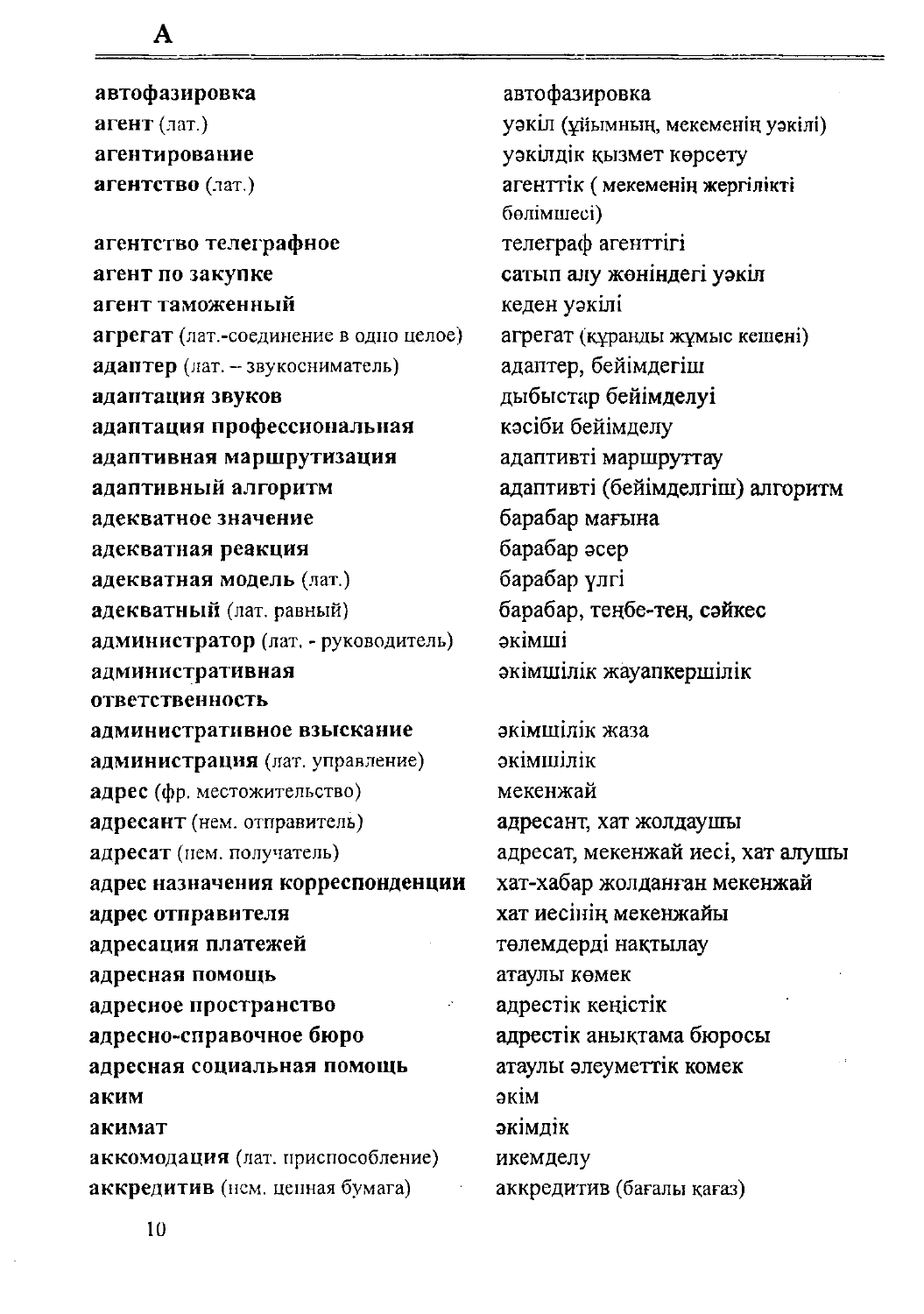| | |
|---|---|
| **автофазировка** | автофазировка |
| **агент** (лат.) | уәкіл (ұйымның, мекеменің уәкілі) |
| **агентирование** | уәкілдік қызмет көрсету |
| **агентство** (лат.) | агенттік ( мекеменің жергілікті бөлімшесі) |
| **агентство телеграфное** | телеграф агенттігі |
| **агент по закупке** | сатып алу жөніндегі уәкіл |
| **агент таможенный** | кеден уәкілі |
| **агрегат** (лат.-соединение в одно целое) | агрегат (құранды жұмыс кешені) |
| **адаптер** (лат. – звукосниматель) | адаптер, бейімдегіш |
| **адаптация звуков** | дыбыстар бейімделуі |
| **адаптация профессиональная** | кәсіби бейімделу |
| **адаптивная маршрутизация** | адаптивті маршруттау |
| **адаптивный алгоритм** | адаптивті (бейімделгіш) алгоритм |
| **адекватное значение** | барабар мағына |
| **адекватная реакция** | барабар әсер |
| **адекватная модель** (лат.) | барабар үлгі |
| **адекватный** (лат. равный) | барабар, теңбе-тең, сәйкес |
| **администратор** (лат. - руководитель) | әкімші |
| **административная ответственность** | әкімшілік жауапкершілік |
| **административное взыскание** | әкімшілік жаза |
| **администрация** (лат. управление) | әкімшілік |
| **адрес** (фр. местожительство) | мекенжай |
| **адресант** (нем. отправитель) | адресант, хат жолдаушы |
| **адресат** (нем. получатель) | адресат, мекенжай иесі, хат алушы |
| **адрес назначения корреспонденции** | хат-хабар жолданған мекенжай |
| **адрес отправителя** | хат иесінің мекенжайы |
| **адресация платежей** | төлемдерді нақтылау |
| **адресная помощь** | атаулы көмек |
| **адресное пространство** | адрестік кеңістік |
| **адресно-справочное бюро** | адрестік анықтама бюросы |
| **адресная социальная помощь** | атаулы әлеуметтік комек |
| **аким** | әкім |
| **акимат** | әкімдік |
| **аккомодация** (лат. приспособление) | икемделу |
| **аккредитив** (нем. ценная бумага) | аккредитив (бағалы қағаз) |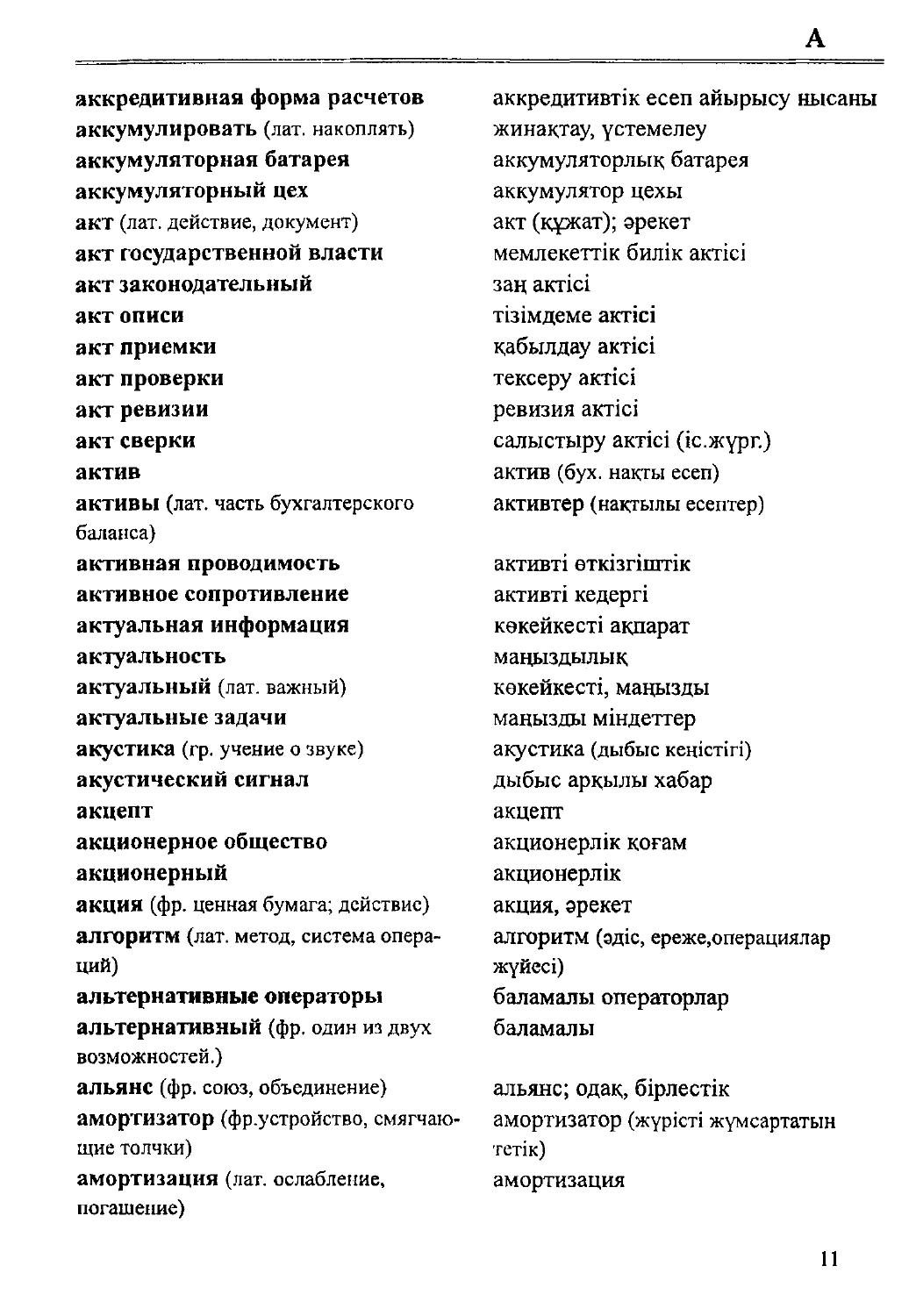| | |
|---|---|
| **аккредитивная форма расчетов** | аккредитивтік есеп айырысу нысаны |
| **аккумулировать** (лат. накоплять) | жинақтау, үстемелеу |
| **аккумуляторная батарея** | аккумуляторлық батарея |
| **аккумуляторный цех** | аккумулятор цехы |
| **акт** (лат. действие, документ) | акт (құжат); әрекет |
| **акт государственной власти** | мемлекеттік билік актісі |
| **акт законодательный** | заң актісі |
| **акт описи** | тізімдеме актісі |
| **акт приемки** | қабылдау актісі |
| **акт проверки** | тексеру актісі |
| **акт ревизии** | ревизия актісі |
| **акт сверки** | салыстыру актісі (іс.жүрг.) |
| **актив** | актив (бух. нақты есеп) |
| **активы** (лат. часть бухгалтерского баланса) | активтер (нақтылы есептер) |
| **активная проводимость** | активті өткізгіштік |
| **активное сопротивление** | активті кедергі |
| **актуальная информация** | көкейкесті ақпарат |
| **актуальность** | маңыздылық |
| **актуальный** (лат. важный) | көкейкесті, маңызды |
| **актуальные задачи** | маңызды міндеттер |
| **акустика** (гр. учение о звуке) | акустика (дыбыс кеңістігі) |
| **акустический сигнал** | дыбыс арқылы хабар |
| **акцепт** | акцепт |
| **акционерное общество** | акционерлік қоғам |
| **акционерный** | акционерлік |
| **акция** (фр. ценная бумага; действие) | акция, әрекет |
| **алгоритм** (лат. метод, система операций) | алгоритм (әдіс, ереже,операциялар жүйесі) |
| **альтернативные операторы** | баламалы операторлар |
| **альтернативный** (фр. один из двух возможностей.) | баламалы |
| **альянс** (фр. союз, объединение) | альянс; одақ, бірлестік |
| **амортизатор** (фр.устройство, смягчающие толчки) | амортизатор (жүрісті жұмсартатын тетік) |
| **амортизация** (лат. ослабление, погашение) | амортизация |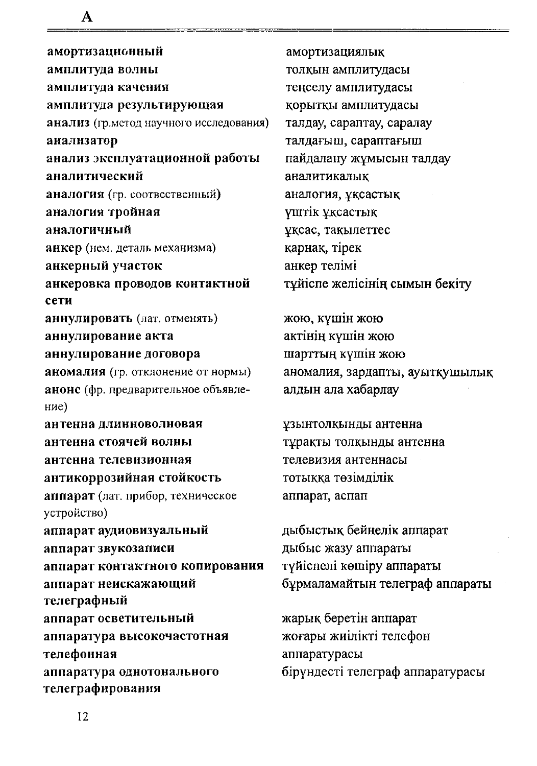| | |
|---|---|
| **амортизационный** | амортизациялық |
| **амплитуда волны** | толқын амплитудасы |
| **амплитуда качения** | теңселу амплитудасы |
| **амплитуда результирующая** | қорытқы амплитудасы |
| **анализ** (гр.метод научного исследования) | талдау, сараптау, саралау |
| **анализатор** | талдағыш, сараптағыш |
| **анализ эксплуатационной работы** | пайдалану жұмысын талдау |
| **аналитический** | аналитикалық |
| **аналогия** (гр. соотвественный) | аналогия, ұқсастық |
| **аналогия тройная** | үштік ұқсастық |
| **аналогичный** | ұқсас, тақылеттес |
| **анкер** (нем. деталь механизма) | қарнақ, тірек |
| **анкерный участок** | анкер телімі |
| **анкеровка проводов контактной сети** | түйіспе желісінің сымын бекіту |
| **аннулировать** (лат. отменять) | жою, күшін жою |
| **аннулирование акта** | актінің күшін жою |
| **аннулирование договора** | шарттың күшін жою |
| **аномалия** (гр. отклонение от нормы) | аномалия, зардапты, ауытқушылық |
| **анонс** (фр. предварительное объявление) | алдын ала хабарлау |
| **антенна длинноволновая** | ұзынтолқынды антенна |
| **антенна стоячей волны** | тұрақты толқынды антенна |
| **антенна телевизионная** | телевизия антеннасы |
| **антикоррозийная стойкость** | тотыққа төзімділік |
| **аппарат** (лат. прибор, техническое устройство) | аппарат, аспап |
| **аппарат аудиовизуальный** | дыбыстық бейнелік аппарат |
| **аппарат звукозаписи** | дыбыс жазу аппараты |
| **аппарат контактного копирования** | түйіспелі көшіру аппараты |
| **аппарат неискажающий телеграфный** | бұрмаламайтын телеграф аппараты |
| **аппарат осветительный** | жарық беретін аппарат |
| **аппаратура высокочастотная телефонная** | жоғары жиілікті телефон аппаратурасы |
| **аппаратура однотонального телеграфирования** | бірүндесті телеграф аппаратурасы |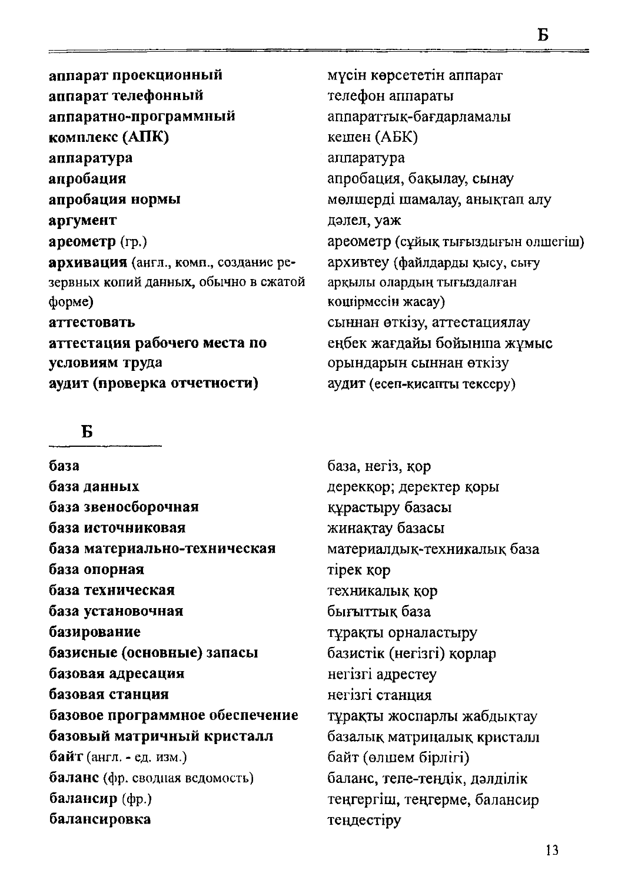| | |
|---|---|
| **аппарат проекционный** | мүсін көрсететін аппарат |
| **аппарат телефонный** | телефон аппараты |
| **аппаратно-программный комплекс (АПК)** | аппараттық-бағдарламалы кешен (АБК) |
| **аппаратура** | аппаратура |
| **апробация** | апробация, бақылау, сынау |
| **апробация нормы** | мөлшерді шамалау, анықтап алу |
| **аргумент** | дәлел, уаж |
| **ареометр** (гр.) | ареометр (сұйық тығыздығын өлшегіш) |
| **архивация** (англ., комп., создание резервных копий данных, обычно в сжатой форме) | архивтеу (файлдарды қысу, сығу арқылы олардың тығыздалған көшірмесін жасау) |
| **аттестовать** | сыннан өткізу, аттестациялау |
| **аттестация рабочего места по условиям труда** | еңбек жағдайы бойынша жұмыс орындарын сыннан өткізу |
| **аудит (проверка отчетности)** | аудит (есеп-қисапты тексеру) |

## Б

| | |
|---|---|
| **база** | база, негіз, қор |
| **база данных** | дерекқор; деректер қоры |
| **база звеносборочная** | құрастыру базасы |
| **база источниковая** | жинақтау базасы |
| **база материально-техническая** | материалдық-техникалық база |
| **база опорная** | тірек қор |
| **база техническая** | техникалық қор |
| **база установочная** | бығыттық база |
| **базирование** | тұрақты орналастыру |
| **базисные (основные) запасы** | базистік (негізгі) қорлар |
| **базовая адресация** | негізгі адрестеу |
| **базовая станция** | негізгі станция |
| **базовое программное обеспечение** | тұрақты жоспарлы жабдықтау |
| **базовый матричный кристалл** | базалық матрицалық кристалл |
| **байт** (англ. - ед. изм.) | байт (өлшем бірлігі) |
| **баланс** (фр. сводная ведомость) | баланс, тепе-теңдік, дәлділік |
| **балансир** (фр.) | теңгергіш, теңгерме, балансир |
| **балансировка** | теңдестіру |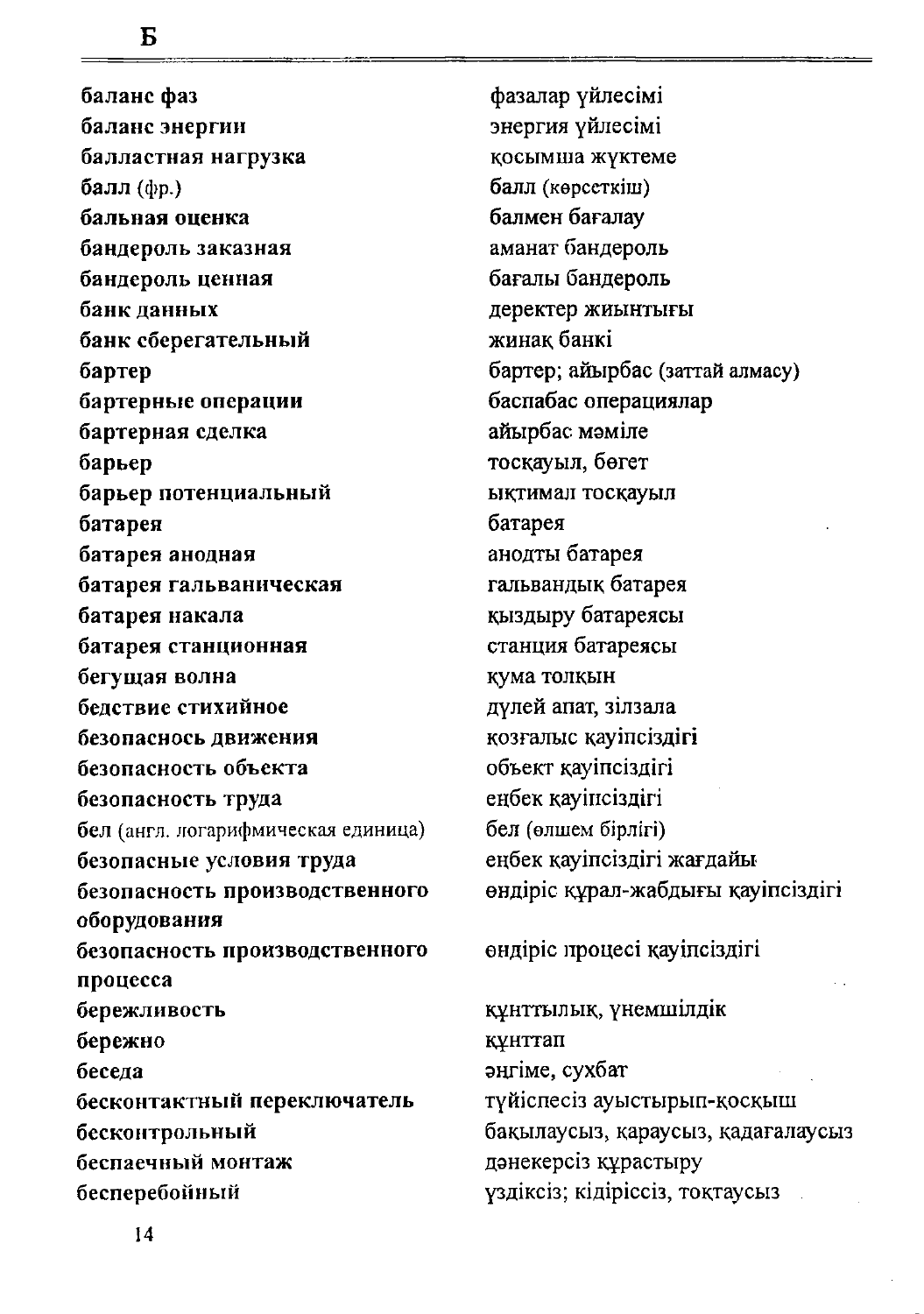## Б

| | |
|---|---|
| **баланс фаз** | фазалар үйлесімі |
| **баланс энергии** | энергия үйлесімі |
| **балластная нагрузка** | қосымша жүктеме |
| **балл** (фр.) | балл (көрсеткіш) |
| **бальная оценка** | балмен бағалау |
| **бандероль заказная** | аманат бандероль |
| **бандероль ценная** | бағалы бандероль |
| **банк данных** | деректер жиынтығы |
| **банк сберегательный** | жинақ банкі |
| **бартер** | бартер; айырбас (заттай алмасу) |
| **бартерные операции** | баспабас операциялар |
| **бартерная сделка** | айырбас мәміле |
| **барьер** | тосқауыл, бөгет |
| **барьер потенциальный** | ықтимал тосқауыл |
| **батарея** | батарея |
| **батарея анодная** | анодты батарея |
| **батарея гальваническая** | гальвандық батарея |
| **батарея накала** | қыздыру батареясы |
| **батарея станционная** | станция батареясы |
| **бегущая волна** | қума толқын |
| **бедствие стихийное** | дүлей апат, зілзала |
| **безопасность движения** | қозғалыс қауіпсіздігі |
| **безопасность объекта** | объект қауіпсіздігі |
| **безопасность труда** | еңбек қауіпсіздігі |
| бел (англ. логарифмическая единица) | бел (өлшем бірлігі) |
| **безопасные условия труда** | еңбек қауіпсіздігі жағдайы |
| **безопасность производственного оборудования** | өндіріс құрал-жабдығы қауіпсіздігі |
| **безопасность производственного процесса** | өндіріс процесі қауіпсіздігі |
| **бережливость** | құнттылық, үнемшілдік |
| **бережно** | құнттап |
| **беседа** | әңгіме, сухбат |
| **бесконтактный переключатель** | түйіспесіз ауыстырып-қосқыш |
| **бесконтрольный** | бақылаусыз, қараусыз, қадағалаусыз |
| **беспаечный монтаж** | дәнекерсіз құрастыру |
| **бесперебойный** | үздіксіз; кідіріссіз, тоқтаусыз |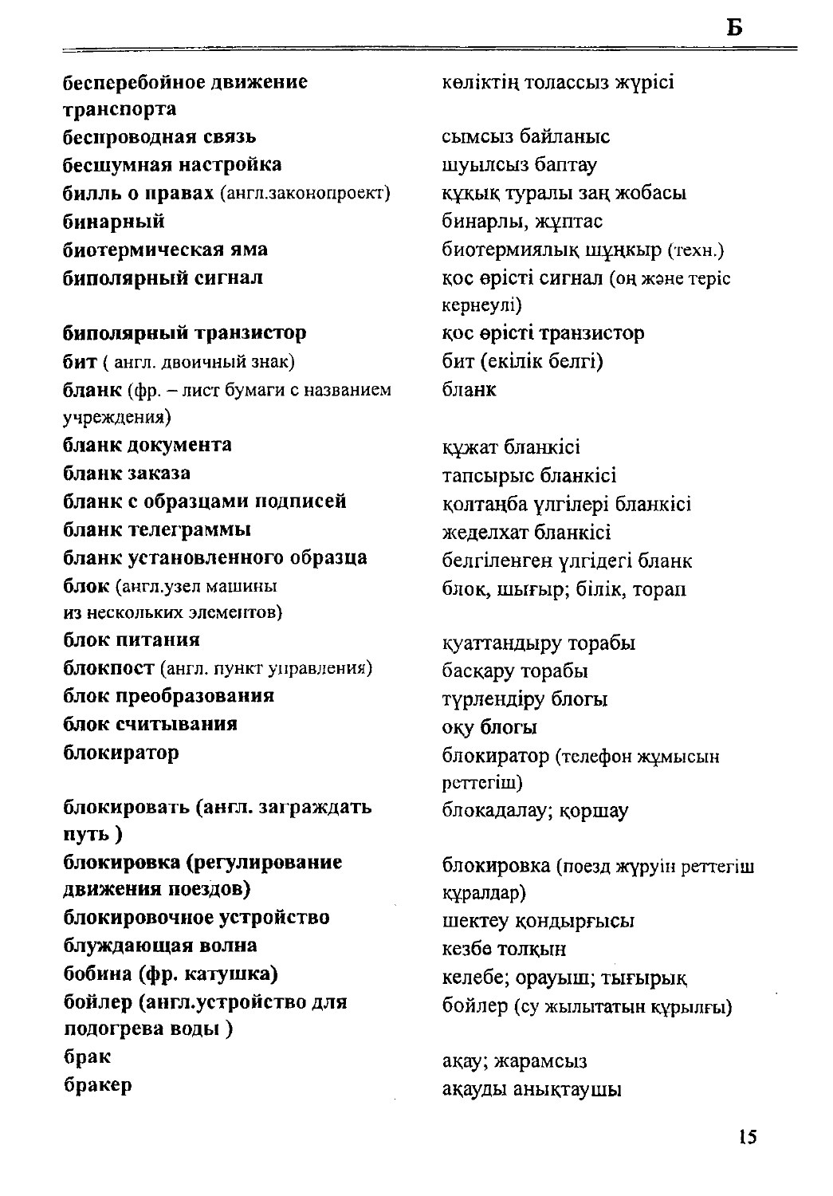| | |
|---|---|
| **бесперебойное движение транспорта** | көліктің толассыз жүрісі |
| **беспроводная связь** | сымсыз байланыс |
| **бесшумная настройка** | шуылсыз баптау |
| **билль о правах** (англ.законопроект) | құқық туралы заң жобасы |
| **бинарный** | бинарлы, жұптас |
| **биотермическая яма** | биотермиялық шұңқыр (техн.) |
| **биполярный сигнал** | қос өрісті сигнал (оң және теріс кернеулі) |
| **биполярный транзистор** | қос өрісті транзистор |
| **бит** ( англ. двоичный знак) | бит (екілік белгі) |
| **бланк** (фр. – лист бумаги с названием учреждения) | бланк |
| **бланк документа** | құжат бланкісі |
| **бланк заказа** | тапсырыс бланкісі |
| **бланк с образцами подписей** | қолтаңба үлгілері бланкісі |
| **бланк телеграммы** | жеделхат бланкісі |
| **бланк установленного образца** | белгіленген үлгідегі бланк |
| **блок** (англ.узел машины из нескольких элементов) | блок, шығыр; білік, торап |
| **блок питания** | қуаттандыру торабы |
| **блокпост** (англ. пункт управления) | басқару торабы |
| **блок преобразования** | түрлендіру блогы |
| **блок считывания** | оқу блогы |
| **блокиратор** | блокиратор (телефон жұмысын реттегіш) |
| **блокировать (англ. заграждать путь )** | блокадалау; қоршау |
| **блокировка (регулирование движения поездов)** | блокировка (поезд жүруін реттегіш құралдар) |
| **блокировочное устройство** | шектеу қондырғысы |
| **блуждающая волна** | кезбе толқын |
| **бобина (фр. катушка)** | келебе; орауыш; тығырық |
| **бойлер (англ.устройство для подогрева воды )** | бойлер (су жылытатын құрылғы) |
| **брак** | ақау; жарамсыз |
| **бракер** | ақауды анықтаушы |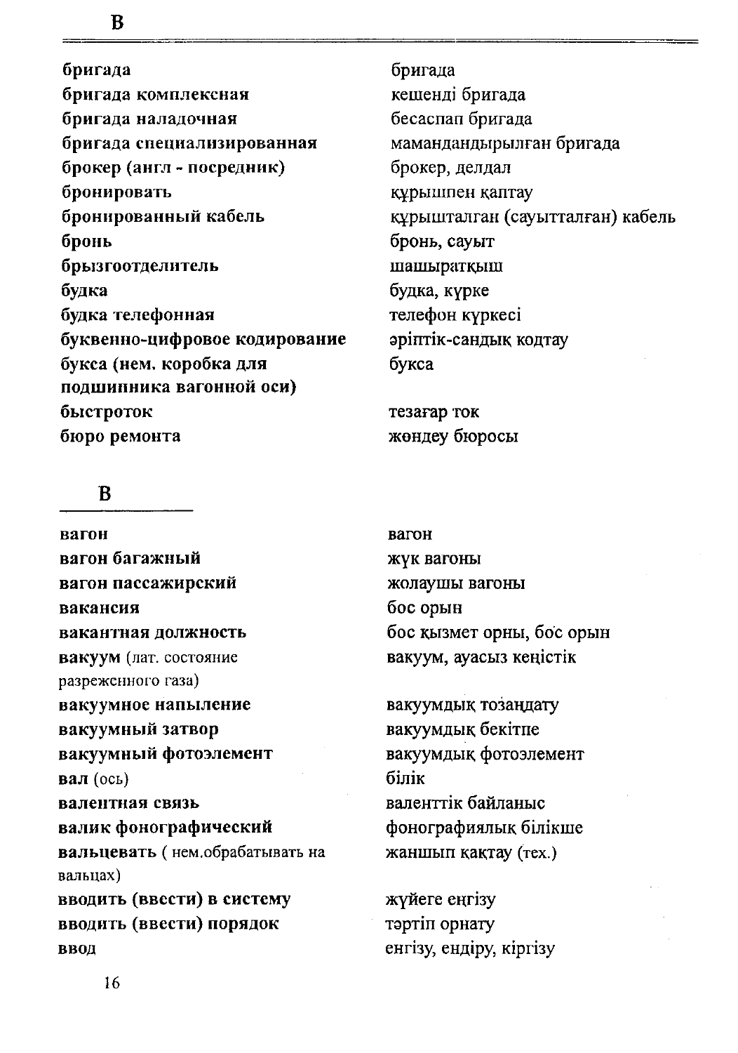| | |
|---|---|
| **бригада** | бригада |
| **бригада комплексная** | кешенді бригада |
| **бригада наладочная** | бесаспап бригада |
| **бригада специализированная** | мамандандырылған бригада |
| **брокер (англ - посредник)** | брокер, делдал |
| **бронировать** | құрышпен қаптау |
| **бронированный кабель** | құрышталған (сауытталған) кабель |
| **бронь** | бронь, сауыт |
| **брызгоотделитель** | шашыратқыш |
| **будка** | будка, күрке |
| **будка телефонная** | телефон күркесі |
| **буквенно-цифровое кодирование** | әріптік-сандық кодтау |
| **букса (нем. коробка для подшипника вагонной оси)** | букса |
| **быстроток** | тезағар ток |
| **бюро ремонта** | жөндеу бюросы |

## В

| | |
|---|---|
| **вагон** | вагон |
| **вагон багажный** | жүк вагоны |
| **вагон пассажирский** | жолаушы вагоны |
| **вакансия** | бос орын |
| **вакантная должность** | бос қызмет орны, бос орын |
| **вакуум** (лат. состояние разреженного газа) | вакуум, ауасыз кеңістік |
| **вакуумное напыление** | вакуумдық тозаңдату |
| **вакуумный затвор** | вакуумдық бекітпе |
| **вакуумный фотоэлемент** | вакуумдық фотоэлемент |
| **вал** (ось) | білік |
| **валентная связь** | валенттік байланыс |
| **валик фонографический** | фонографиялық білікше |
| **вальцевать** ( нем.обрабатывать на вальцах) | жаншып қақтау (тех.) |
| **вводить (ввести) в систему** | жүйеге еңгізу |
| **вводить (ввести) порядок** | тәртіп орнату |
| **ввод** | енгізу, ендіру, кіргізу |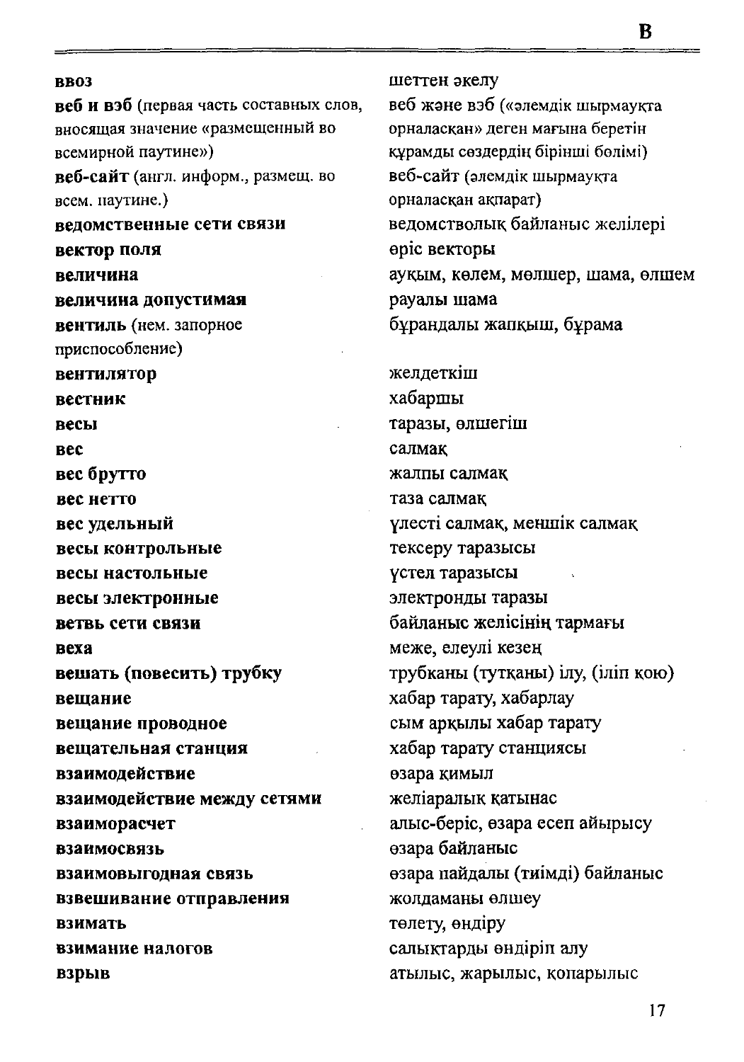| | |
|---|---|
| **ввоз** | шеттен әкелу |
| **веб и вэб** (первая часть составных слов, вносящая значение «размещенный во всемирной паутине») | веб және вэб («әлемдік шырмаукта орналасқан» деген мағына беретін құрамды сөздердің бірінші бөлімі) |
| **веб-сайт** (англ. информ., размещ. во всем. паутине.) | веб-сайт (әлемдік шырмаукта орналасқан ақпарат) |
| **ведомственные сети связи** | ведомстволық байланыс желілері |
| **вектор поля** | өріс векторы |
| **величина** | ауқым, көлем, мөлшер, шама, өлшем |
| **величина допустимая** | рауалы шама |
| **вентиль** (нем. запорное приспособление) | бұрандалы жапқыш, бұрама |
| **вентилятор** | желдеткіш |
| **вестник** | хабаршы |
| **весы** | таразы, өлшегіш |
| **вес** | салмақ |
| **вес брутто** | жалпы салмақ |
| **вес нетто** | таза салмақ |
| **вес удельный** | үлесті салмақ, меншік салмақ |
| **весы контрольные** | тексеру таразысы |
| **весы настольные** | үстел таразысы |
| **весы электронные** | электронды таразы |
| **ветвь сети связи** | байланыс желісінің тармағы |
| **веха** | меже, елеулі кезең |
| **вешать (повесить) трубку** | трубканы (тұтқаны) ілу, (іліп қою) |
| **вещание** | хабар тарату, хабарлау |
| **вещание проводное** | сым арқылы хабар тарату |
| **вещательная станция** | хабар тарату станциясы |
| **взаимодействие** | өзара қимыл |
| **взаимодействие между сетями** | желіаралық қатынас |
| **взаиморасчет** | алыс-беріс, өзара есеп айырысу |
| **взаимосвязь** | өзара байланыс |
| **взаимовыгодная связь** | өзара пайдалы (тиімді) байланыс |
| **взвешивание отправления** | жолдаманы өлшеу |
| **взимать** | төлету, өндіру |
| **взимание налогов** | салықтарды өндіріп алу |
| **взрыв** | атылыс, жарылыс, қопарылыс |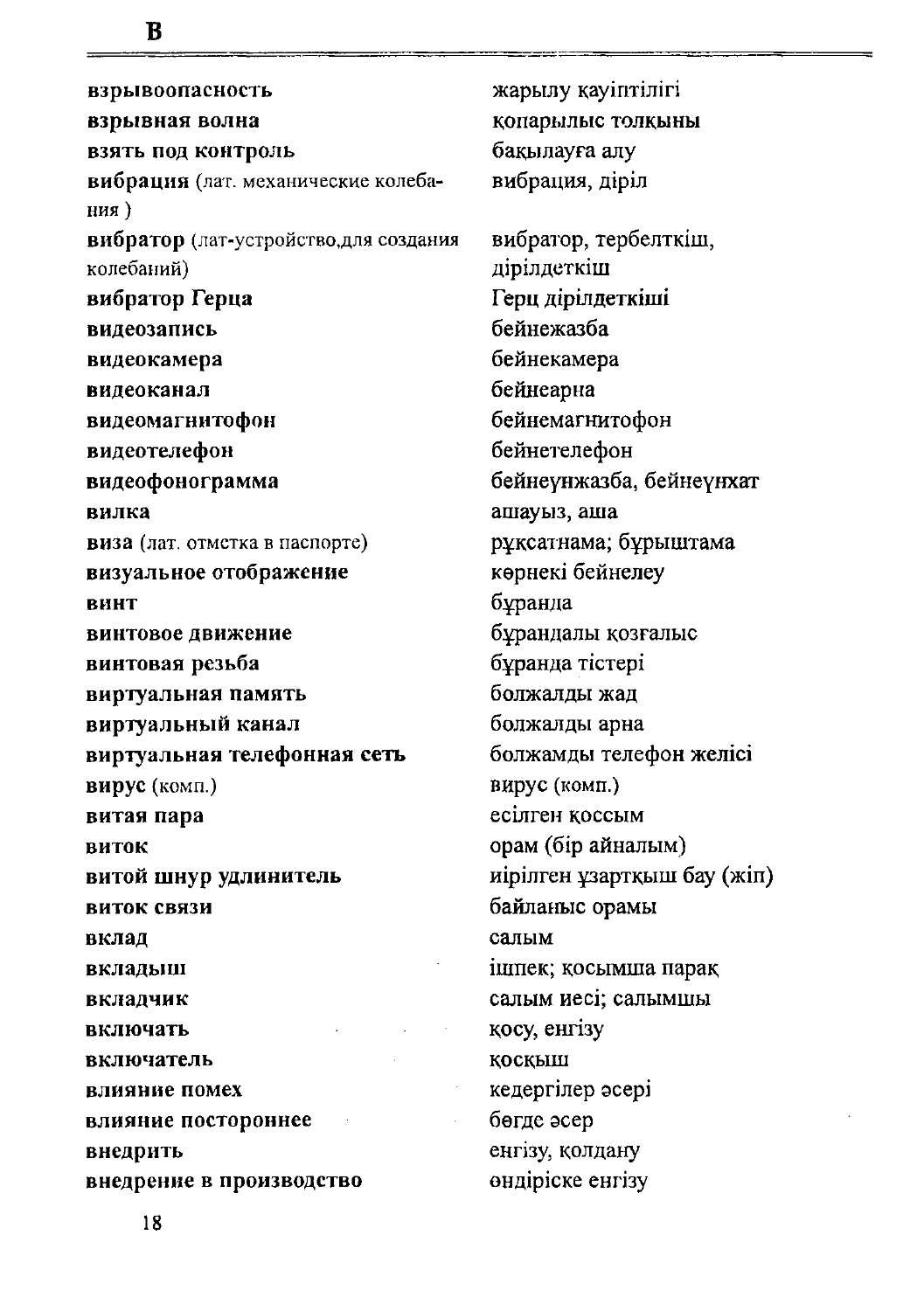| | |
|---|---|
| **взрывоопасность** | жарылу қауіптілігі |
| **взрывная волна** | қопарылыс толқыны |
| **взять под контроль** | бақылауға алу |
| **вибрация** (лат. механические колебания ) | вибрация, діріл |
| **вибратор** (лат-устройство,для создания колебаний) | вибратор, тербелткіш, дірілдеткіш |
| **вибратор Герца** | Герц дірілдеткіші |
| **видеозапись** | бейнежазба |
| **видеокамера** | бейнекамера |
| **видеоканал** | бейнеарна |
| **видеомагнитофон** | бейнемагнитофон |
| **видеотелефон** | бейнетелефон |
| **видеофонограмма** | бейнеүнжазба, бейнеүнхат |
| **вилка** | ашауыз, аша |
| **виза** (лат. отметка в паспорте) | рұқсатнама; бұрыштама |
| **визуальное отображение** | көрнекі бейнелеу |
| **винт** | бұранда |
| **винтовое движение** | бұрандалы қозғалыс |
| **винтовая резьба** | бұранда тістері |
| **виртуальная память** | болжалды жад |
| **виртуальный канал** | болжалды арна |
| **виртуальная телефонная сеть** | болжамды телефон желісі |
| **вирус** (комп.) | вирус (комп.) |
| **витая пара** | есілген қоссым |
| **виток** | орам (бір айналым) |
| **витой шнур удлинитель** | иірілген ұзартқыш бау (жіп) |
| **виток связи** | байланыс орамы |
| **вклад** | салым |
| **вкладыш** | ішпек; қосымша парақ |
| **вкладчик** | салым иесі; салымшы |
| **включать** | қосу, енгізу |
| **включатель** | қосқыш |
| **влияние помех** | кедергілер әсері |
| **влияние постороннее** | бөгде әсер |
| **внедрить** | енгізу, қолдану |
| **внедрение в производство** | өндіріске енгізу |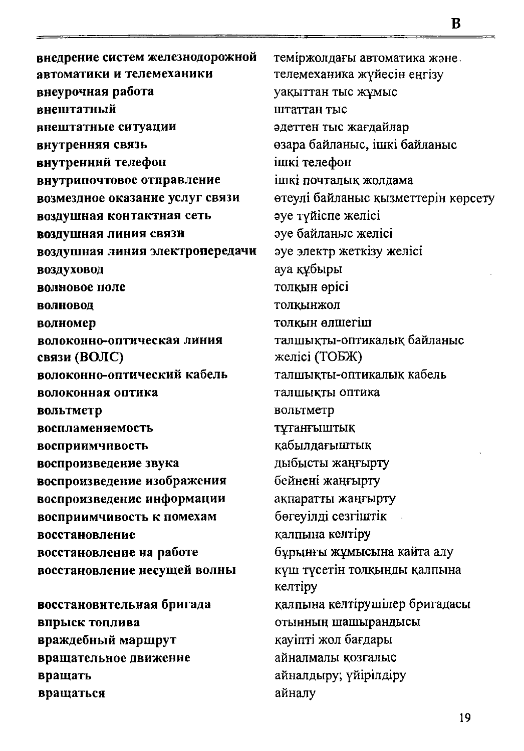| | |
|---|---|
| **внедрение систем железнодорожной автоматики и телемеханики** | теміржолдағы автоматика және телемеханика жүйесін енгізу |
| **внеурочная работа** | уақыттан тыс жұмыс |
| **внештатный** | штаттан тыс |
| **внештатные ситуации** | әдеттен тыс жағдайлар |
| **внутренняя связь** | өзара байланыс, ішкі байланыс |
| **внутренний телефон** | ішкі телефон |
| **внутрипочтовое отправление** | ішкі почталық жолдама |
| **возмездное оказание услуг связи** | өтеулі байланыс қызметтерін көрсету |
| **воздушная контактная сеть** | әуе түйіспе желісі |
| **воздушная линия связи** | әуе байланыс желісі |
| **воздушная линия электропередачи** | әуе электр жеткізу желісі |
| **воздуховод** | ауа құбыры |
| **волновое поле** | толқын өрісі |
| **волновод** | толқынжол |
| **волномер** | толқын өлшегіш |
| **волоконно-оптическая линия связи (ВОЛС)** | талшықты-оптикалық байланыс желісі (ТОБЖ) |
| **волоконно-оптический кабель** | талшықты-оптикалық кабель |
| **волоконная оптика** | талшықты оптика |
| **вольтметр** | вольтметр |
| **воспламеняемость** | тұтанғыштық |
| **восприимчивость** | қабылдағыштық |
| **воспроизведение звука** | дыбысты жаңғырту |
| **воспроизведение изображения** | бейнені жаңғырту |
| **воспроизведение информации** | ақпаратты жаңғырту |
| **восприимчивость к помехам** | бөгеуілді сезгіштік |
| **восстановление** | қалпына келтіру |
| **восстановление на работе** | бұрынғы жұмысына қайта алу |
| **восстановление несущей волны** | күш түсетін толқынды қалпына келтіру |
| **восстановительная бригада** | қалпына келтірушілер бригадасы |
| **впрыск топлива** | отынның шашырандысы |
| **враждебный маршрут** | қауіпті жол бағдары |
| **вращательное движение** | айналмалы қозғалыс |
| **вращать** | айналдыру; үйірілдіру |
| **вращаться** | айналу |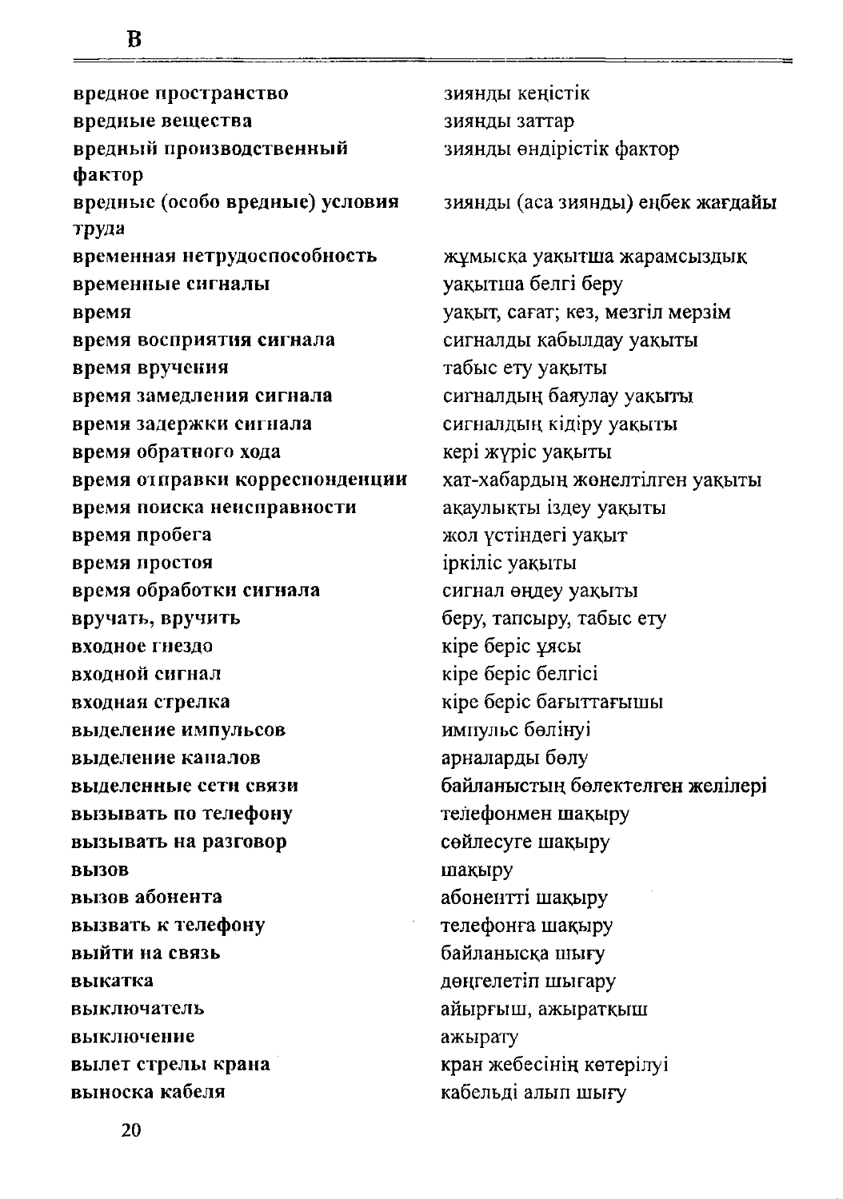| | |
|---|---|
| **вредное пространство** | зиянды кеңістік |
| **вредные вещества** | зиянды заттар |
| **вредный производственный фактор** | зиянды өндірістік фактор |
| **вредные (особо вредные) условия труда** | зиянды (аса зиянды) еңбек жағдайы |
| **временная нетрудоспособность** | жұмысқа уақытша жарамсыздық |
| **временные сигналы** | уақытша белгі беру |
| **время** | уақыт, сағат; кез, мезгіл мерзім |
| **время восприятия сигнала** | сигналды қабылдау уақыты |
| **время вручения** | табыс ету уақыты |
| **время замедления сигнала** | сигналдың баяулау уақыты |
| **время задержки сигнала** | сигналдың кідіру уақыты |
| **время обратного хода** | кері жүріс уақыты |
| **время отправки корреспонденции** | хат-хабардың жөнелтілген уақыты |
| **время поиска неисправности** | ақаулықты іздеу уақыты |
| **время пробега** | жол үстіндегі уақыт |
| **время простоя** | іркіліс уақыты |
| **время обработки сигнала** | сигнал өңдеу уақыты |
| **вручать, вручить** | беру, тапсыру, табыс ету |
| **входное гнездо** | кіре беріс ұясы |
| **входной сигнал** | кіре беріс белгісі |
| **входная стрелка** | кіре беріс бағыттағышы |
| **выделение импульсов** | импульс бөлінуі |
| **выделение каналов** | арналарды бөлу |
| **выделенные сети связи** | байланыстың бөлектелген желілері |
| **вызывать по телефону** | телефонмен шақыру |
| **вызывать на разговор** | сөйлесуге шақыру |
| **вызов** | шақыру |
| **вызов абонента** | абонентті шақыру |
| **вызвать к телефону** | телефонға шақыру |
| **выйти на связь** | байланысқа шығу |
| **выкатка** | дөңгелетіп шығару |
| **выключатель** | айырғыш, ажыратқыш |
| **выключение** | ажырату |
| **вылет стрелы крана** | кран жебесінің көтерілуі |
| **выноска кабеля** | кабельді алып шығу |